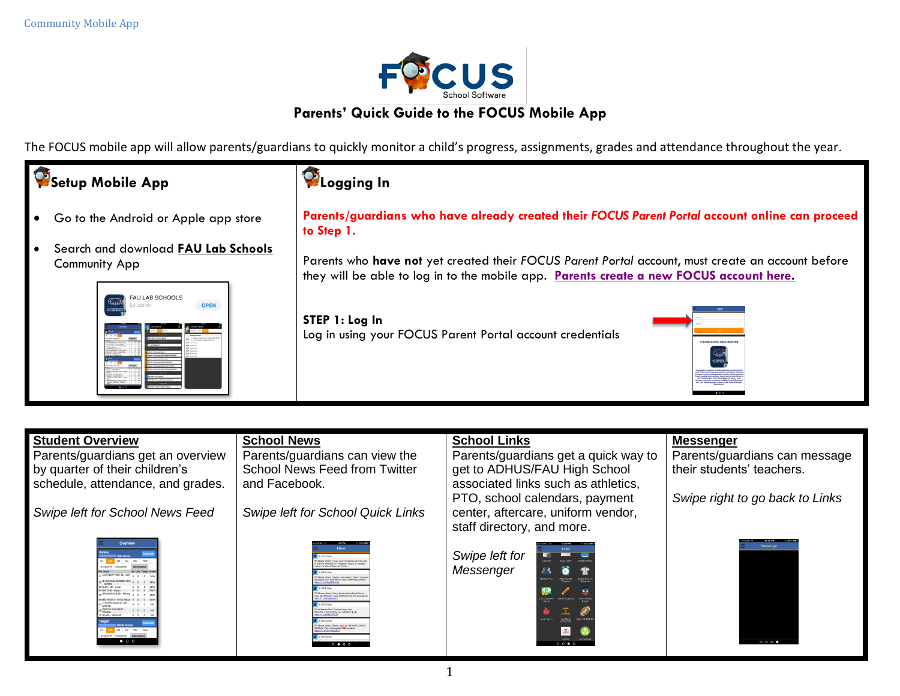# Parents' Quick Guide to the FOCUS Mobile App

The FOCUS mobile app will allow parents/guardians to quickly monitor a child's progress, assignments, grades and attendance throughout the year.

## Setup Mobile App

- Go to the Android or Apple app store
- Search and download **FAU Lab Schools** Community App

## Logging In

**Parents/guardians who have already created their *FOCUS Parent Portal* account online can proceed to Step 1.**

Parents who **have not** yet created their *FOCUS Parent Portal* account, must create an account before they will be able to log in to the mobile app. **Parents create a new FOCUS account here.**

**STEP 1: Log In**
Log in using your FOCUS Parent Portal account credentials

| Student Overview | School News | School Links | Messenger |
|---|---|---|---|
| Parents/guardians get an overview by quarter of their children's schedule, attendance, and grades. *Swipe left for School News Feed* | Parents/guardians can view the School News Feed from Twitter and Facebook. *Swipe left for School Quick Links* | Parents/guardians get a quick way to get to ADHUS/FAU High School associated links such as athletics, PTO, school calendars, payment center, aftercare, uniform vendor, staff directory, and more. *Swipe left for Messenger* | Parents/guardians can message their students' teachers. *Swipe right to go back to Links* |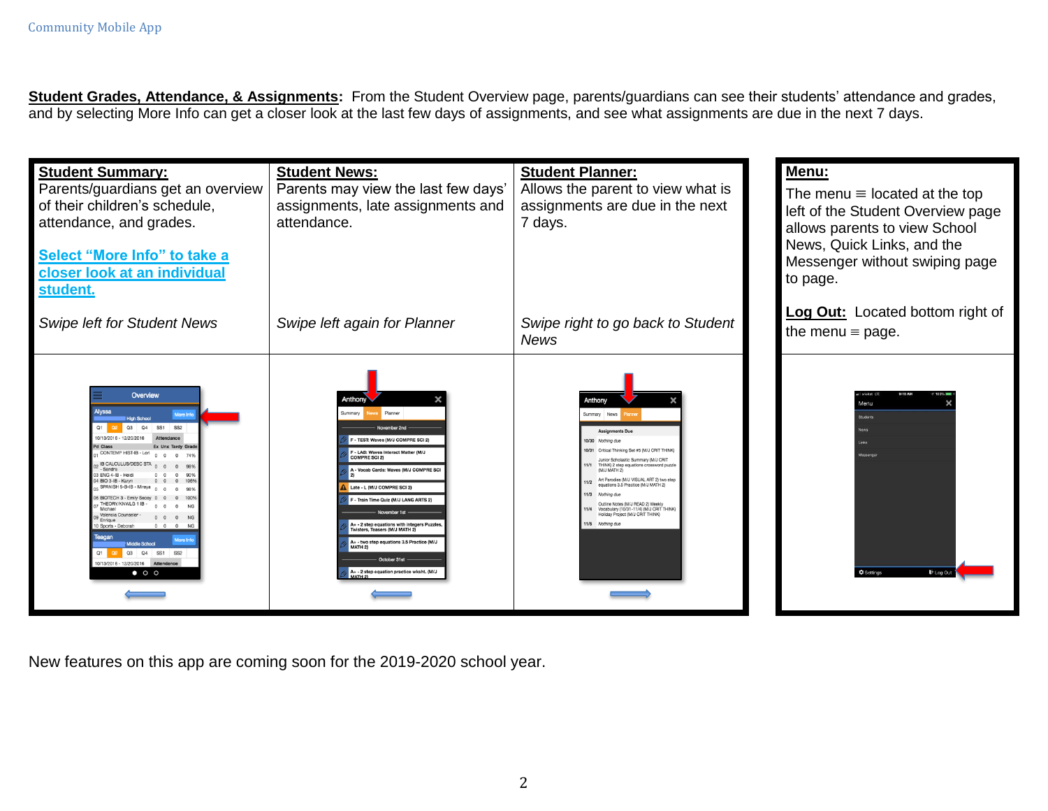**Student Grades, Attendance, & Assignments**: From the Student Overview page, parents/guardians can see their students' attendance and grades, and by selecting More Info can get a closer look at the last few days of assignments, and see what assignments are due in the next 7 days.

| **Student Summary:** | **Student News:** | **Student Planner:** |
| --- | --- | --- |
| Parents/guardians get an overview of their children's schedule, attendance, and grades.<br><br>**Select "More Info" to take a closer look at an individual student.**<br><br>*Swipe left for Student News* | Parents may view the last few days' assignments, late assignments and attendance.<br><br>*Swipe left again for Planner* | Allows the parent to view what is assignments are due in the next 7 days.<br><br>*Swipe right to go back to Student News* |

**Menu:**

The menu ≡ located at the top left of the Student Overview page allows parents to view School News, Quick Links, and the Messenger without swiping page to page.

**Log Out:** Located bottom right of the menu ≡ page.

New features on this app are coming soon for the 2019-2020 school year.